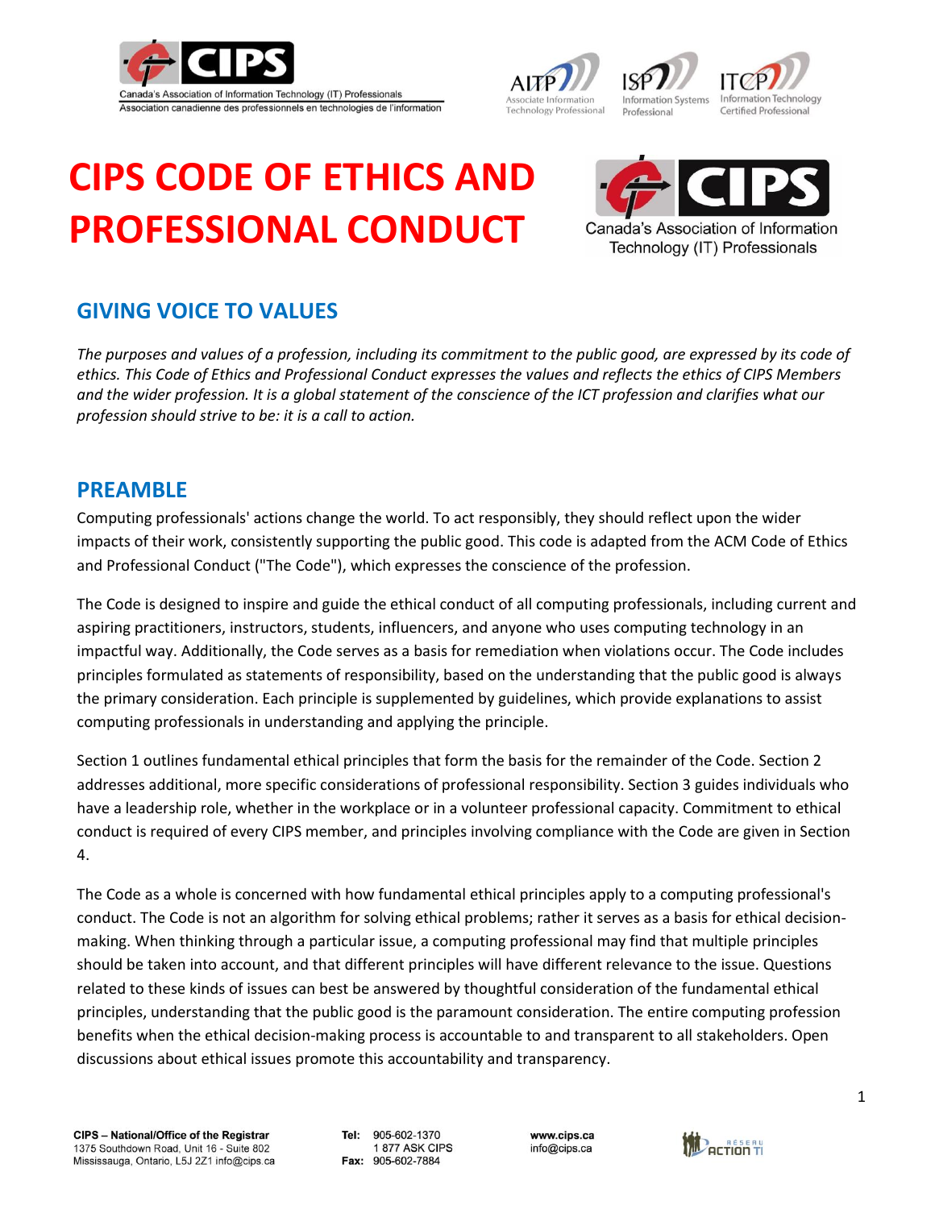# CIPS CODE OF ETHICS AND PROFESSIONAL CONDUCT

## GIVING VOICE TO VALUES

*The purposes and values of a profession, including its commitment to the public good, are expressed by its code of ethics. This Code of Ethics and Professional Conduct expresses the values and reflects the ethics of CIPS Members and the wider profession. It is a global statement of the conscience of the ICT profession and clarifies what our profession should strive to be: it is a call to action.*

## PREAMBLE

Computing professionals' actions change the world. To act responsibly, they should reflect upon the wider impacts of their work, consistently supporting the public good. This code is adapted from the ACM Code of Ethics and Professional Conduct ("The Code"), which expresses the conscience of the profession.

The Code is designed to inspire and guide the ethical conduct of all computing professionals, including current and aspiring practitioners, instructors, students, influencers, and anyone who uses computing technology in an impactful way. Additionally, the Code serves as a basis for remediation when violations occur. The Code includes principles formulated as statements of responsibility, based on the understanding that the public good is always the primary consideration. Each principle is supplemented by guidelines, which provide explanations to assist computing professionals in understanding and applying the principle.

Section 1 outlines fundamental ethical principles that form the basis for the remainder of the Code. Section 2 addresses additional, more specific considerations of professional responsibility. Section 3 guides individuals who have a leadership role, whether in the workplace or in a volunteer professional capacity. Commitment to ethical conduct is required of every CIPS member, and principles involving compliance with the Code are given in Section 4.

The Code as a whole is concerned with how fundamental ethical principles apply to a computing professional's conduct. The Code is not an algorithm for solving ethical problems; rather it serves as a basis for ethical decision-making. When thinking through a particular issue, a computing professional may find that multiple principles should be taken into account, and that different principles will have different relevance to the issue. Questions related to these kinds of issues can best be answered by thoughtful consideration of the fundamental ethical principles, understanding that the public good is the paramount consideration. The entire computing profession benefits when the ethical decision-making process is accountable to and transparent to all stakeholders. Open discussions about ethical issues promote this accountability and transparency.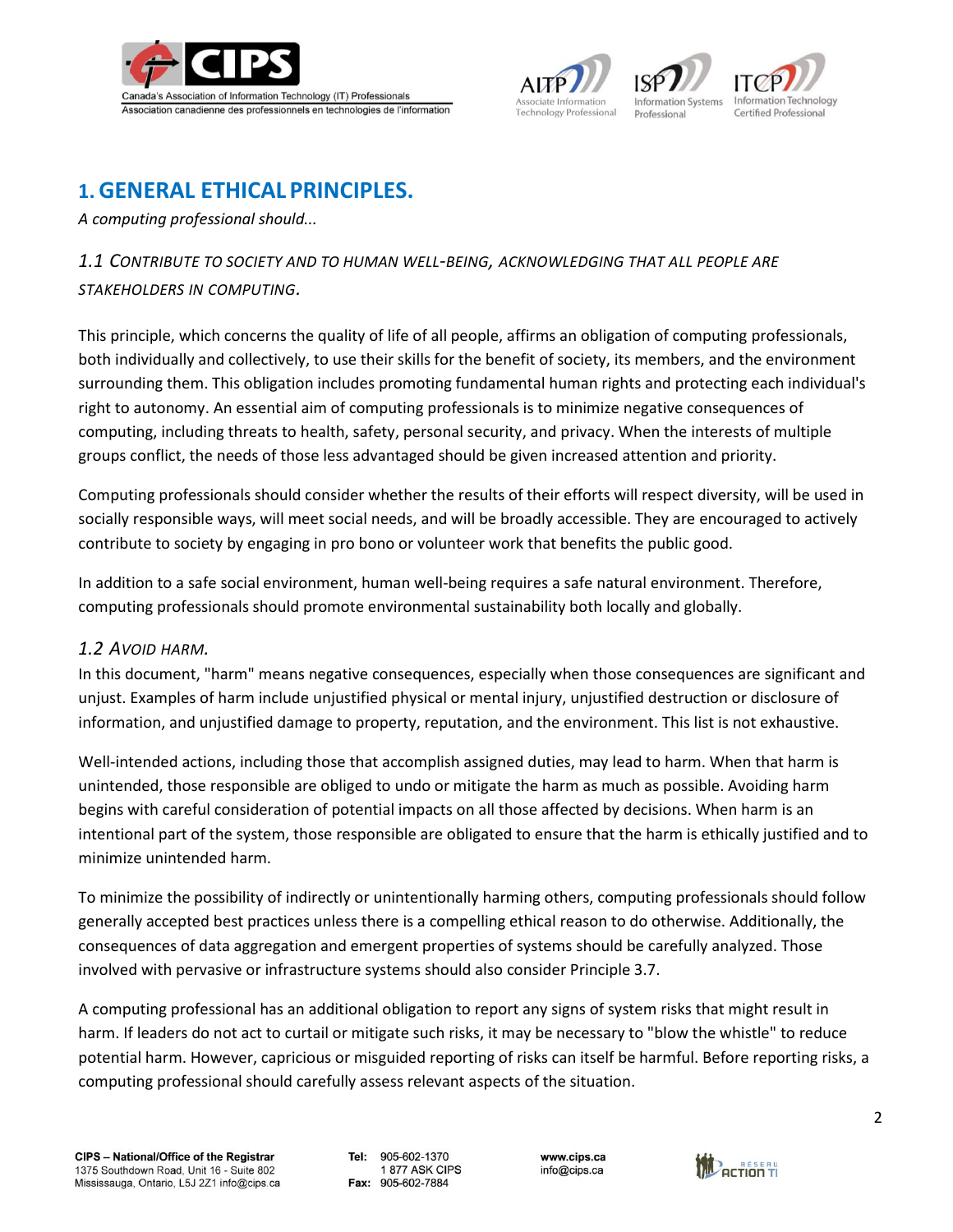## 1. GENERAL ETHICAL PRINCIPLES.

*A computing professional should...*

### *1.1 Contribute to society and to human well-being, acknowledging that all people are stakeholders in computing.*

This principle, which concerns the quality of life of all people, affirms an obligation of computing professionals, both individually and collectively, to use their skills for the benefit of society, its members, and the environment surrounding them. This obligation includes promoting fundamental human rights and protecting each individual's right to autonomy. An essential aim of computing professionals is to minimize negative consequences of computing, including threats to health, safety, personal security, and privacy. When the interests of multiple groups conflict, the needs of those less advantaged should be given increased attention and priority.

Computing professionals should consider whether the results of their efforts will respect diversity, will be used in socially responsible ways, will meet social needs, and will be broadly accessible. They are encouraged to actively contribute to society by engaging in pro bono or volunteer work that benefits the public good.

In addition to a safe social environment, human well-being requires a safe natural environment. Therefore, computing professionals should promote environmental sustainability both locally and globally.

### *1.2 Avoid harm.*

In this document, "harm" means negative consequences, especially when those consequences are significant and unjust. Examples of harm include unjustified physical or mental injury, unjustified destruction or disclosure of information, and unjustified damage to property, reputation, and the environment. This list is not exhaustive.

Well-intended actions, including those that accomplish assigned duties, may lead to harm. When that harm is unintended, those responsible are obliged to undo or mitigate the harm as much as possible. Avoiding harm begins with careful consideration of potential impacts on all those affected by decisions. When harm is an intentional part of the system, those responsible are obligated to ensure that the harm is ethically justified and to minimize unintended harm.

To minimize the possibility of indirectly or unintentionally harming others, computing professionals should follow generally accepted best practices unless there is a compelling ethical reason to do otherwise. Additionally, the consequences of data aggregation and emergent properties of systems should be carefully analyzed. Those involved with pervasive or infrastructure systems should also consider Principle 3.7.

A computing professional has an additional obligation to report any signs of system risks that might result in harm. If leaders do not act to curtail or mitigate such risks, it may be necessary to "blow the whistle" to reduce potential harm. However, capricious or misguided reporting of risks can itself be harmful. Before reporting risks, a computing professional should carefully assess relevant aspects of the situation.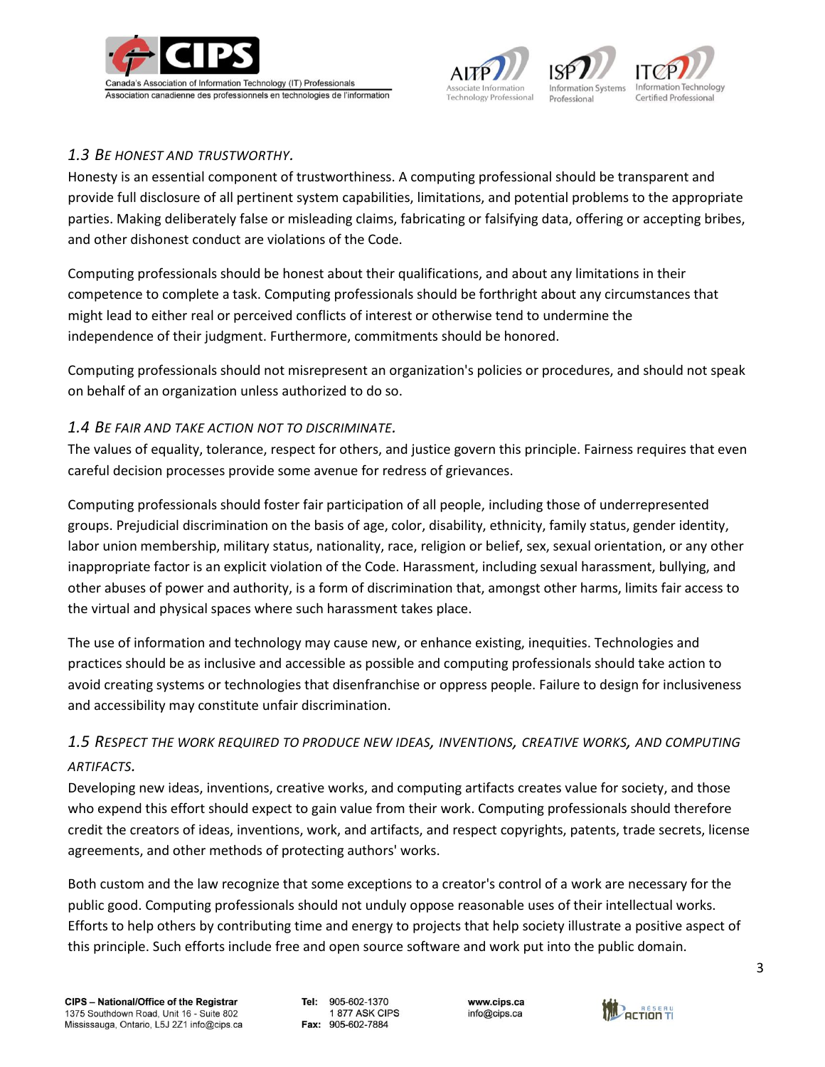### 1.3 *Be honest and trustworthy.*

Honesty is an essential component of trustworthiness. A computing professional should be transparent and provide full disclosure of all pertinent system capabilities, limitations, and potential problems to the appropriate parties. Making deliberately false or misleading claims, fabricating or falsifying data, offering or accepting bribes, and other dishonest conduct are violations of the Code.

Computing professionals should be honest about their qualifications, and about any limitations in their competence to complete a task. Computing professionals should be forthright about any circumstances that might lead to either real or perceived conflicts of interest or otherwise tend to undermine the independence of their judgment. Furthermore, commitments should be honored.

Computing professionals should not misrepresent an organization's policies or procedures, and should not speak on behalf of an organization unless authorized to do so.

### 1.4 *Be fair and take action not to discriminate.*

The values of equality, tolerance, respect for others, and justice govern this principle. Fairness requires that even careful decision processes provide some avenue for redress of grievances.

Computing professionals should foster fair participation of all people, including those of underrepresented groups. Prejudicial discrimination on the basis of age, color, disability, ethnicity, family status, gender identity, labor union membership, military status, nationality, race, religion or belief, sex, sexual orientation, or any other inappropriate factor is an explicit violation of the Code. Harassment, including sexual harassment, bullying, and other abuses of power and authority, is a form of discrimination that, amongst other harms, limits fair access to the virtual and physical spaces where such harassment takes place.

The use of information and technology may cause new, or enhance existing, inequities. Technologies and practices should be as inclusive and accessible as possible and computing professionals should take action to avoid creating systems or technologies that disenfranchise or oppress people. Failure to design for inclusiveness and accessibility may constitute unfair discrimination.

### 1.5 *Respect the work required to produce new ideas, inventions, creative works, and computing artifacts.*

Developing new ideas, inventions, creative works, and computing artifacts creates value for society, and those who expend this effort should expect to gain value from their work. Computing professionals should therefore credit the creators of ideas, inventions, work, and artifacts, and respect copyrights, patents, trade secrets, license agreements, and other methods of protecting authors' works.

Both custom and the law recognize that some exceptions to a creator's control of a work are necessary for the public good. Computing professionals should not unduly oppose reasonable uses of their intellectual works. Efforts to help others by contributing time and energy to projects that help society illustrate a positive aspect of this principle. Such efforts include free and open source software and work put into the public domain.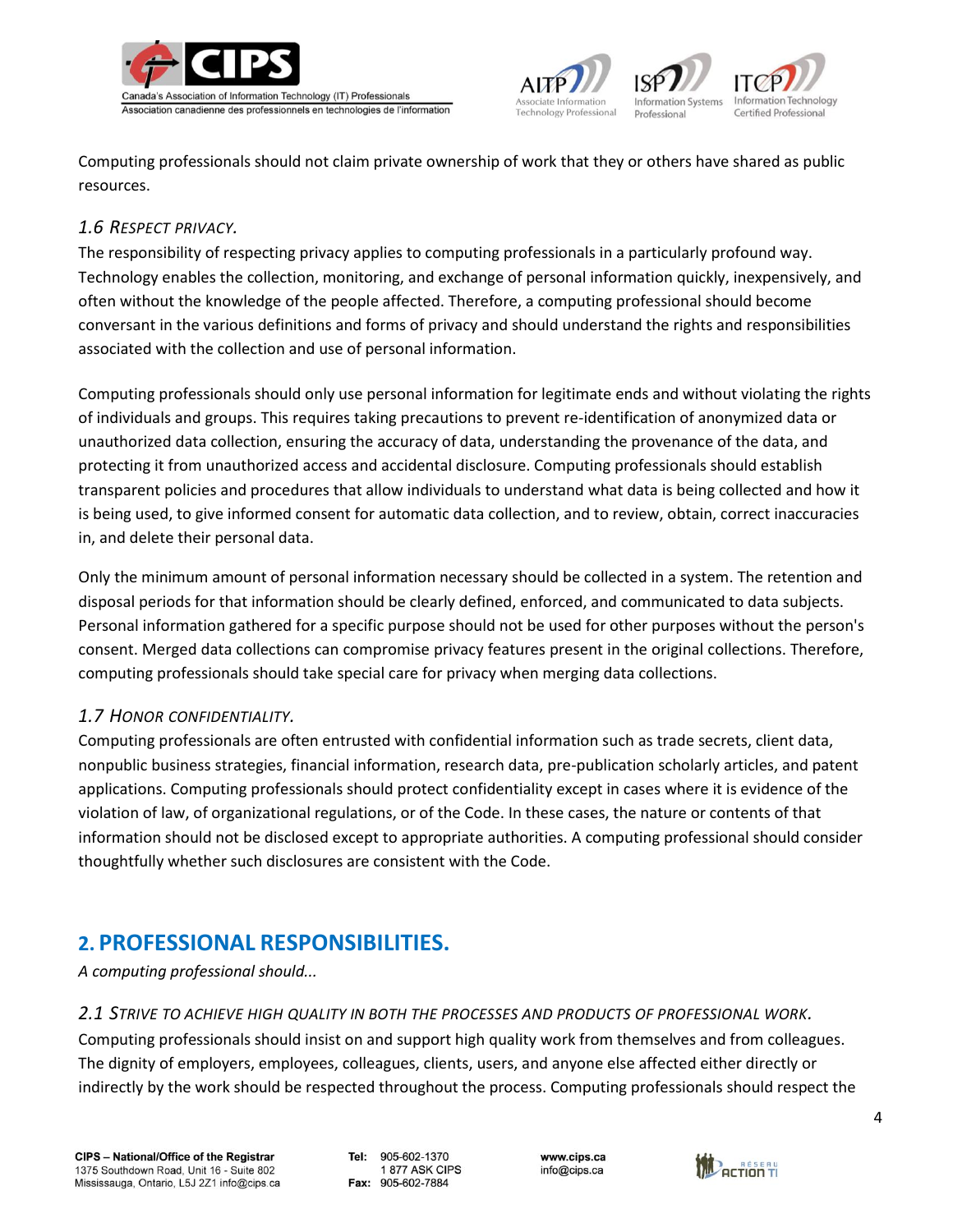Computing professionals should not claim private ownership of work that they or others have shared as public resources.

### *1.6 Respect privacy.*

The responsibility of respecting privacy applies to computing professionals in a particularly profound way. Technology enables the collection, monitoring, and exchange of personal information quickly, inexpensively, and often without the knowledge of the people affected. Therefore, a computing professional should become conversant in the various definitions and forms of privacy and should understand the rights and responsibilities associated with the collection and use of personal information.

Computing professionals should only use personal information for legitimate ends and without violating the rights of individuals and groups. This requires taking precautions to prevent re-identification of anonymized data or unauthorized data collection, ensuring the accuracy of data, understanding the provenance of the data, and protecting it from unauthorized access and accidental disclosure. Computing professionals should establish transparent policies and procedures that allow individuals to understand what data is being collected and how it is being used, to give informed consent for automatic data collection, and to review, obtain, correct inaccuracies in, and delete their personal data.

Only the minimum amount of personal information necessary should be collected in a system. The retention and disposal periods for that information should be clearly defined, enforced, and communicated to data subjects. Personal information gathered for a specific purpose should not be used for other purposes without the person's consent. Merged data collections can compromise privacy features present in the original collections. Therefore, computing professionals should take special care for privacy when merging data collections.

### *1.7 Honor confidentiality.*

Computing professionals are often entrusted with confidential information such as trade secrets, client data, nonpublic business strategies, financial information, research data, pre-publication scholarly articles, and patent applications. Computing professionals should protect confidentiality except in cases where it is evidence of the violation of law, of organizational regulations, or of the Code. In these cases, the nature or contents of that information should not be disclosed except to appropriate authorities. A computing professional should consider thoughtfully whether such disclosures are consistent with the Code.

## 2. PROFESSIONAL RESPONSIBILITIES.

*A computing professional should...*

### *2.1 Strive to achieve high quality in both the processes and products of professional work.*

Computing professionals should insist on and support high quality work from themselves and from colleagues. The dignity of employers, employees, colleagues, clients, users, and anyone else affected either directly or indirectly by the work should be respected throughout the process. Computing professionals should respect the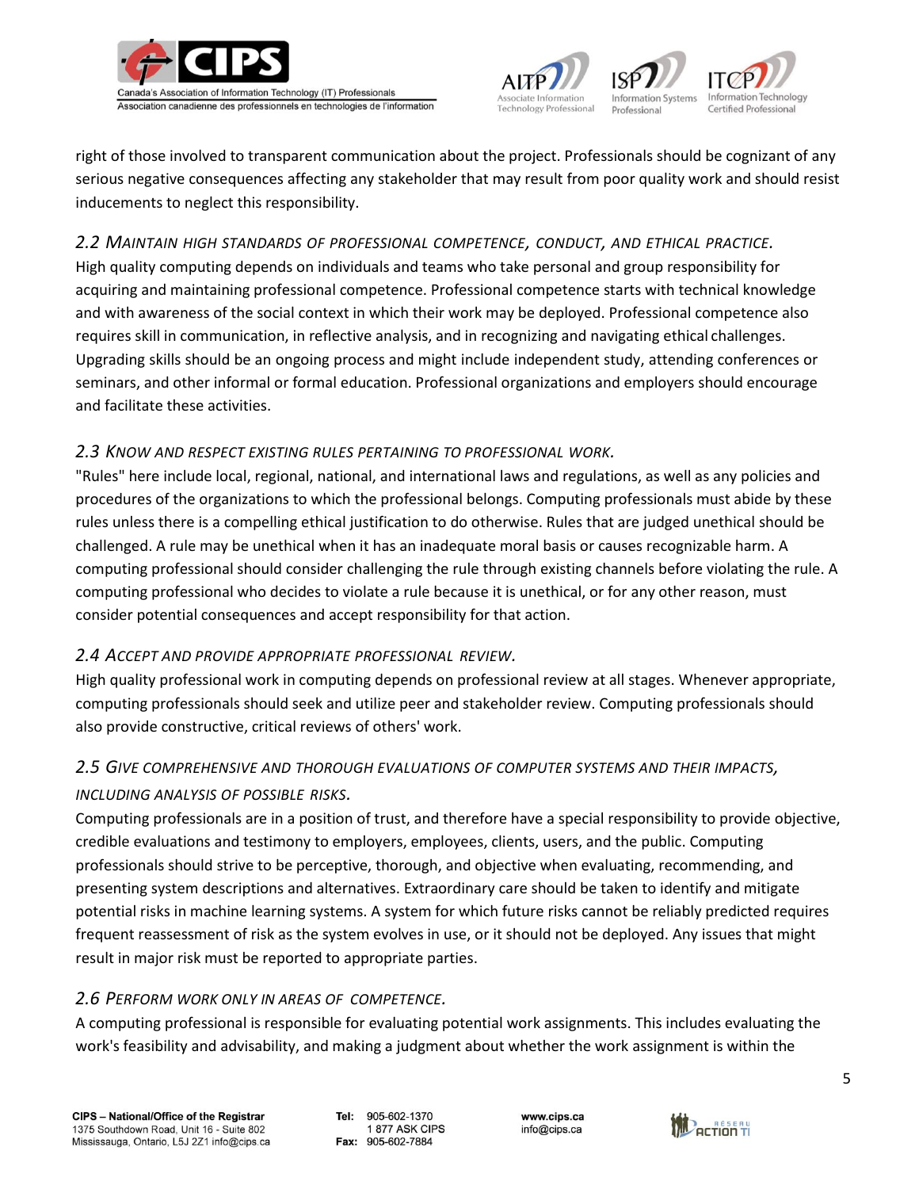right of those involved to transparent communication about the project. Professionals should be cognizant of any serious negative consequences affecting any stakeholder that may result from poor quality work and should resist inducements to neglect this responsibility.

### *2.2 Maintain high standards of professional competence, conduct, and ethical practice.*

High quality computing depends on individuals and teams who take personal and group responsibility for acquiring and maintaining professional competence. Professional competence starts with technical knowledge and with awareness of the social context in which their work may be deployed. Professional competence also requires skill in communication, in reflective analysis, and in recognizing and navigating ethical challenges. Upgrading skills should be an ongoing process and might include independent study, attending conferences or seminars, and other informal or formal education. Professional organizations and employers should encourage and facilitate these activities.

### *2.3 Know and respect existing rules pertaining to professional work.*

"Rules" here include local, regional, national, and international laws and regulations, as well as any policies and procedures of the organizations to which the professional belongs. Computing professionals must abide by these rules unless there is a compelling ethical justification to do otherwise. Rules that are judged unethical should be challenged. A rule may be unethical when it has an inadequate moral basis or causes recognizable harm. A computing professional should consider challenging the rule through existing channels before violating the rule. A computing professional who decides to violate a rule because it is unethical, or for any other reason, must consider potential consequences and accept responsibility for that action.

### *2.4 Accept and provide appropriate professional review.*

High quality professional work in computing depends on professional review at all stages. Whenever appropriate, computing professionals should seek and utilize peer and stakeholder review. Computing professionals should also provide constructive, critical reviews of others' work.

### *2.5 Give comprehensive and thorough evaluations of computer systems and their impacts, including analysis of possible risks.*

Computing professionals are in a position of trust, and therefore have a special responsibility to provide objective, credible evaluations and testimony to employers, employees, clients, users, and the public. Computing professionals should strive to be perceptive, thorough, and objective when evaluating, recommending, and presenting system descriptions and alternatives. Extraordinary care should be taken to identify and mitigate potential risks in machine learning systems. A system for which future risks cannot be reliably predicted requires frequent reassessment of risk as the system evolves in use, or it should not be deployed. Any issues that might result in major risk must be reported to appropriate parties.

### *2.6 Perform work only in areas of competence.*

A computing professional is responsible for evaluating potential work assignments. This includes evaluating the work's feasibility and advisability, and making a judgment about whether the work assignment is within the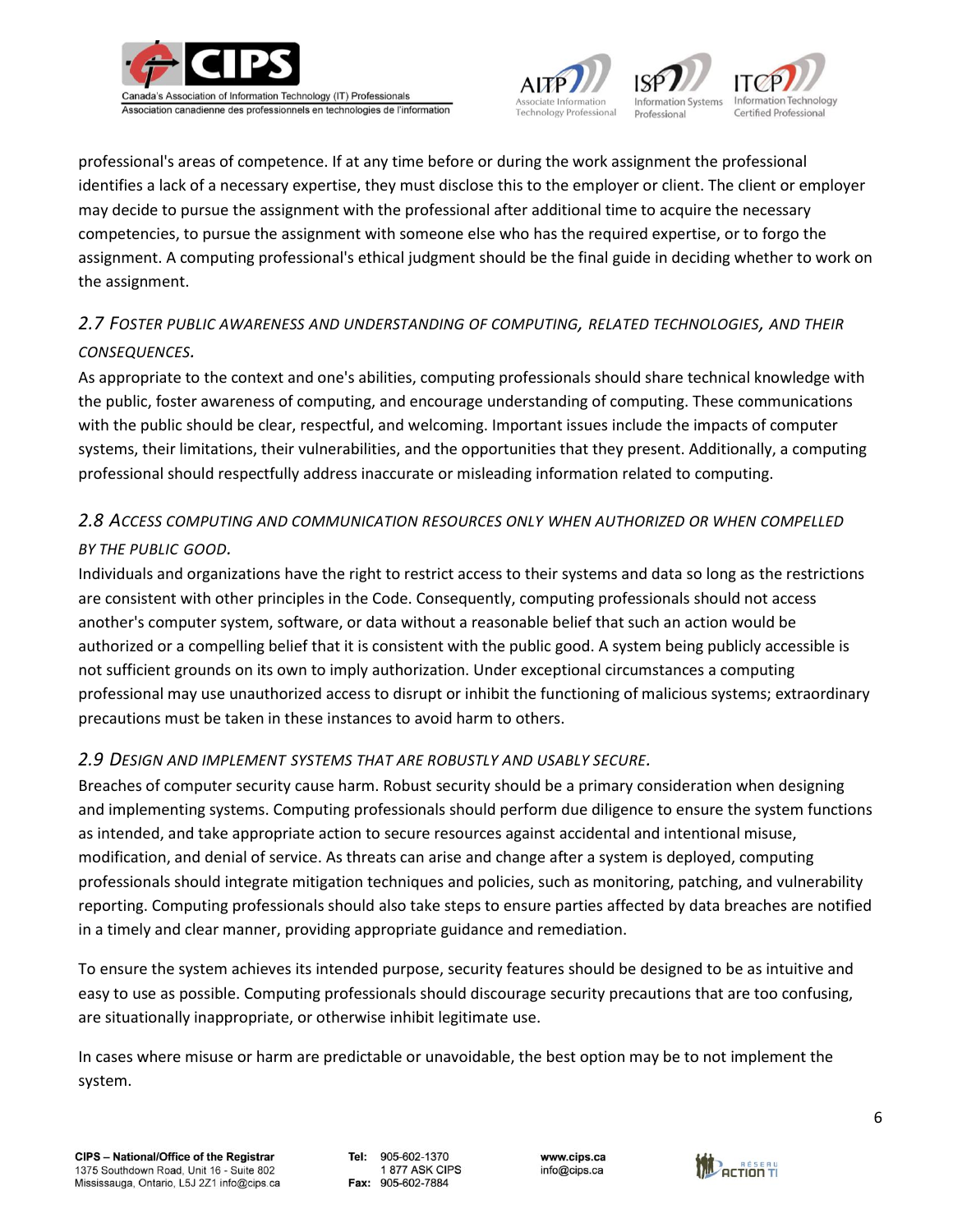professional's areas of competence. If at any time before or during the work assignment the professional identifies a lack of a necessary expertise, they must disclose this to the employer or client. The client or employer may decide to pursue the assignment with the professional after additional time to acquire the necessary competencies, to pursue the assignment with someone else who has the required expertise, or to forgo the assignment. A computing professional's ethical judgment should be the final guide in deciding whether to work on the assignment.

### *2.7 Foster public awareness and understanding of computing, related technologies, and their consequences.*

As appropriate to the context and one's abilities, computing professionals should share technical knowledge with the public, foster awareness of computing, and encourage understanding of computing. These communications with the public should be clear, respectful, and welcoming. Important issues include the impacts of computer systems, their limitations, their vulnerabilities, and the opportunities that they present. Additionally, a computing professional should respectfully address inaccurate or misleading information related to computing.

### *2.8 Access computing and communication resources only when authorized or when compelled by the public good.*

Individuals and organizations have the right to restrict access to their systems and data so long as the restrictions are consistent with other principles in the Code. Consequently, computing professionals should not access another's computer system, software, or data without a reasonable belief that such an action would be authorized or a compelling belief that it is consistent with the public good. A system being publicly accessible is not sufficient grounds on its own to imply authorization. Under exceptional circumstances a computing professional may use unauthorized access to disrupt or inhibit the functioning of malicious systems; extraordinary precautions must be taken in these instances to avoid harm to others.

### *2.9 Design and implement systems that are robustly and usably secure.*

Breaches of computer security cause harm. Robust security should be a primary consideration when designing and implementing systems. Computing professionals should perform due diligence to ensure the system functions as intended, and take appropriate action to secure resources against accidental and intentional misuse, modification, and denial of service. As threats can arise and change after a system is deployed, computing professionals should integrate mitigation techniques and policies, such as monitoring, patching, and vulnerability reporting. Computing professionals should also take steps to ensure parties affected by data breaches are notified in a timely and clear manner, providing appropriate guidance and remediation.

To ensure the system achieves its intended purpose, security features should be designed to be as intuitive and easy to use as possible. Computing professionals should discourage security precautions that are too confusing, are situationally inappropriate, or otherwise inhibit legitimate use.

In cases where misuse or harm are predictable or unavoidable, the best option may be to not implement the system.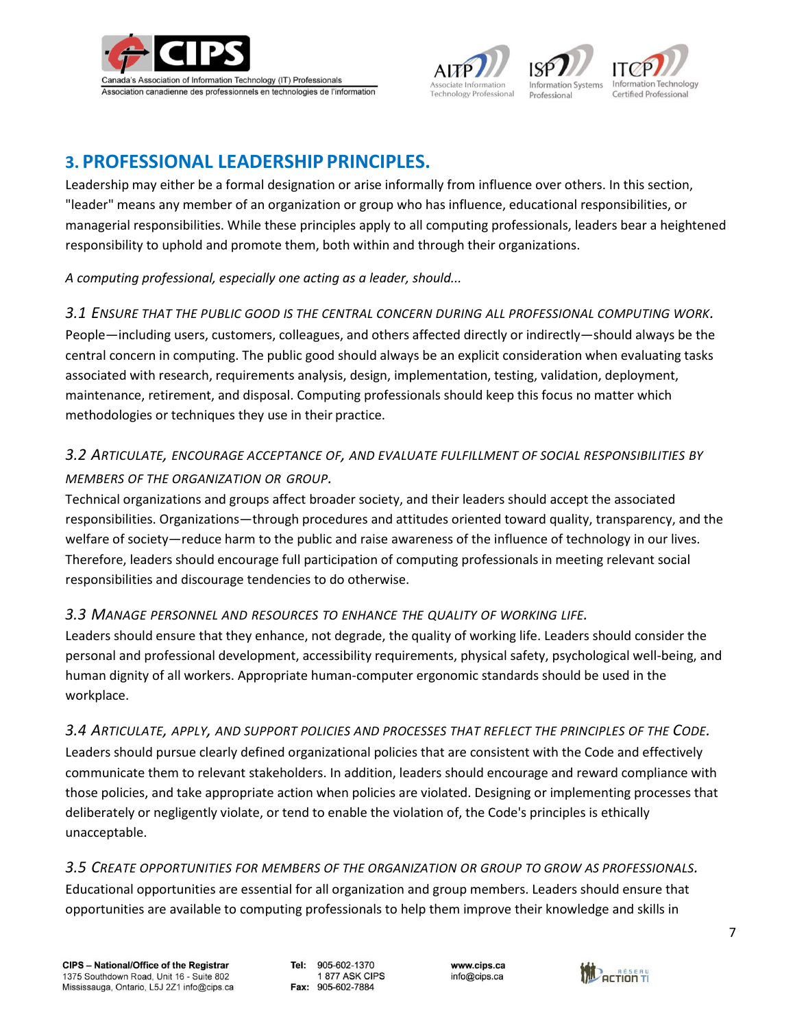## 3. PROFESSIONAL LEADERSHIP PRINCIPLES.

Leadership may either be a formal designation or arise informally from influence over others. In this section, "leader" means any member of an organization or group who has influence, educational responsibilities, or managerial responsibilities. While these principles apply to all computing professionals, leaders bear a heightened responsibility to uphold and promote them, both within and through their organizations.

*A computing professional, especially one acting as a leader, should...*

### *3.1 Ensure that the public good is the central concern during all professional computing work.*

People—including users, customers, colleagues, and others affected directly or indirectly—should always be the central concern in computing. The public good should always be an explicit consideration when evaluating tasks associated with research, requirements analysis, design, implementation, testing, validation, deployment, maintenance, retirement, and disposal. Computing professionals should keep this focus no matter which methodologies or techniques they use in their practice.

### *3.2 Articulate, encourage acceptance of, and evaluate fulfillment of social responsibilities by members of the organization or group.*

Technical organizations and groups affect broader society, and their leaders should accept the associated responsibilities. Organizations—through procedures and attitudes oriented toward quality, transparency, and the welfare of society—reduce harm to the public and raise awareness of the influence of technology in our lives. Therefore, leaders should encourage full participation of computing professionals in meeting relevant social responsibilities and discourage tendencies to do otherwise.

### *3.3 Manage personnel and resources to enhance the quality of working life.*

Leaders should ensure that they enhance, not degrade, the quality of working life. Leaders should consider the personal and professional development, accessibility requirements, physical safety, psychological well-being, and human dignity of all workers. Appropriate human-computer ergonomic standards should be used in the workplace.

### *3.4 Articulate, apply, and support policies and processes that reflect the principles of the Code.*

Leaders should pursue clearly defined organizational policies that are consistent with the Code and effectively communicate them to relevant stakeholders. In addition, leaders should encourage and reward compliance with those policies, and take appropriate action when policies are violated. Designing or implementing processes that deliberately or negligently violate, or tend to enable the violation of, the Code's principles is ethically unacceptable.

### *3.5 Create opportunities for members of the organization or group to grow as professionals.*

Educational opportunities are essential for all organization and group members. Leaders should ensure that opportunities are available to computing professionals to help them improve their knowledge and skills in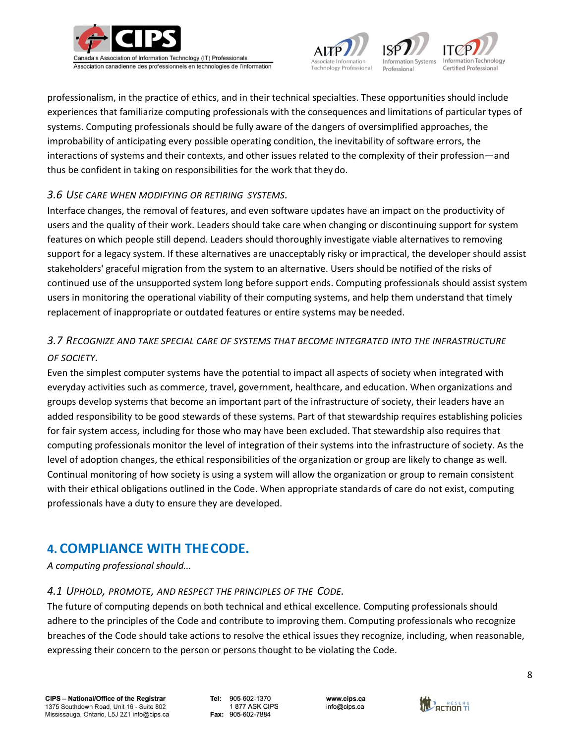professionalism, in the practice of ethics, and in their technical specialties. These opportunities should include experiences that familiarize computing professionals with the consequences and limitations of particular types of systems. Computing professionals should be fully aware of the dangers of oversimplified approaches, the improbability of anticipating every possible operating condition, the inevitability of software errors, the interactions of systems and their contexts, and other issues related to the complexity of their profession—and thus be confident in taking on responsibilities for the work that they do.

### *3.6 Use care when modifying or retiring systems.*

Interface changes, the removal of features, and even software updates have an impact on the productivity of users and the quality of their work. Leaders should take care when changing or discontinuing support for system features on which people still depend. Leaders should thoroughly investigate viable alternatives to removing support for a legacy system. If these alternatives are unacceptably risky or impractical, the developer should assist stakeholders' graceful migration from the system to an alternative. Users should be notified of the risks of continued use of the unsupported system long before support ends. Computing professionals should assist system users in monitoring the operational viability of their computing systems, and help them understand that timely replacement of inappropriate or outdated features or entire systems may be needed.

### *3.7 Recognize and take special care of systems that become integrated into the infrastructure of society.*

Even the simplest computer systems have the potential to impact all aspects of society when integrated with everyday activities such as commerce, travel, government, healthcare, and education. When organizations and groups develop systems that become an important part of the infrastructure of society, their leaders have an added responsibility to be good stewards of these systems. Part of that stewardship requires establishing policies for fair system access, including for those who may have been excluded. That stewardship also requires that computing professionals monitor the level of integration of their systems into the infrastructure of society. As the level of adoption changes, the ethical responsibilities of the organization or group are likely to change as well. Continual monitoring of how society is using a system will allow the organization or group to remain consistent with their ethical obligations outlined in the Code. When appropriate standards of care do not exist, computing professionals have a duty to ensure they are developed.

## 4. COMPLIANCE WITH THE CODE.

*A computing professional should...*

### *4.1 Uphold, promote, and respect the principles of the Code.*

The future of computing depends on both technical and ethical excellence. Computing professionals should adhere to the principles of the Code and contribute to improving them. Computing professionals who recognize breaches of the Code should take actions to resolve the ethical issues they recognize, including, when reasonable, expressing their concern to the person or persons thought to be violating the Code.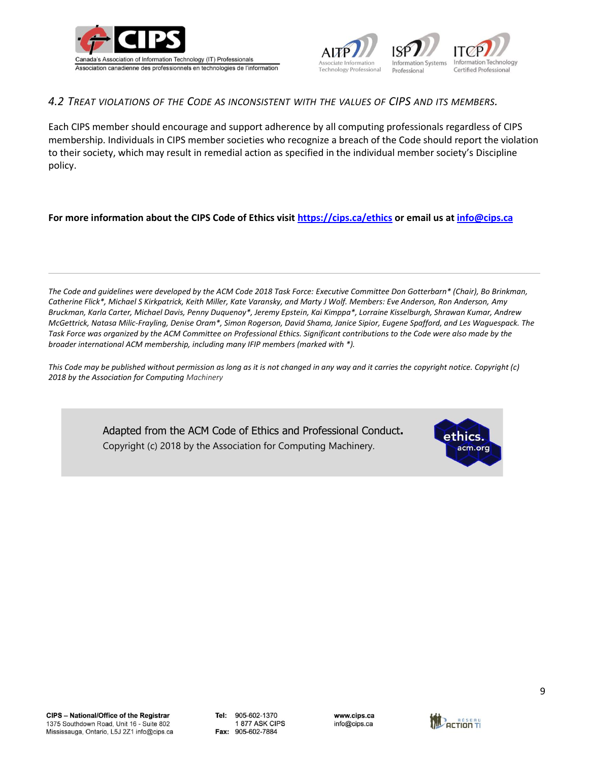### *4.2 Treat violations of the Code as inconsistent with the values of CIPS and its members.*

Each CIPS member should encourage and support adherence by all computing professionals regardless of CIPS membership. Individuals in CIPS member societies who recognize a breach of the Code should report the violation to their society, which may result in remedial action as specified in the individual member society's Discipline policy.

**For more information about the CIPS Code of Ethics visit [https://cips.ca/ethics](https://cips.ca/ethics) or email us at [info@cips.ca](mailto:info@cips.ca)**

---

*The Code and guidelines were developed by the ACM Code 2018 Task Force: Executive Committee Don Gotterbarn* (Chair), Bo Brinkman, Catherine Flick*, Michael S Kirkpatrick, Keith Miller, Kate Varansky, and Marty J Wolf. Members: Eve Anderson, Ron Anderson, Amy Bruckman, Karla Carter, Michael Davis, Penny Duquenoy*, Jeremy Epstein, Kai Kimppa*, Lorraine Kisselburgh, Shrawan Kumar, Andrew McGettrick, Natasa Milic-Frayling, Denise Oram*, Simon Rogerson, David Shama, Janice Sipior, Eugene Spafford, and Les Waguespack. The Task Force was organized by the ACM Committee on Professional Ethics. Significant contributions to the Code were also made by the broader international ACM membership, including many IFIP members (marked with *).*

*This Code may be published without permission as long as it is not changed in any way and it carries the copyright notice. Copyright (c) 2018 by the Association for Computing Machinery*

Adapted from the ACM Code of Ethics and Professional Conduct.
Copyright (c) 2018 by the Association for Computing Machinery.

ethics.
acm.org